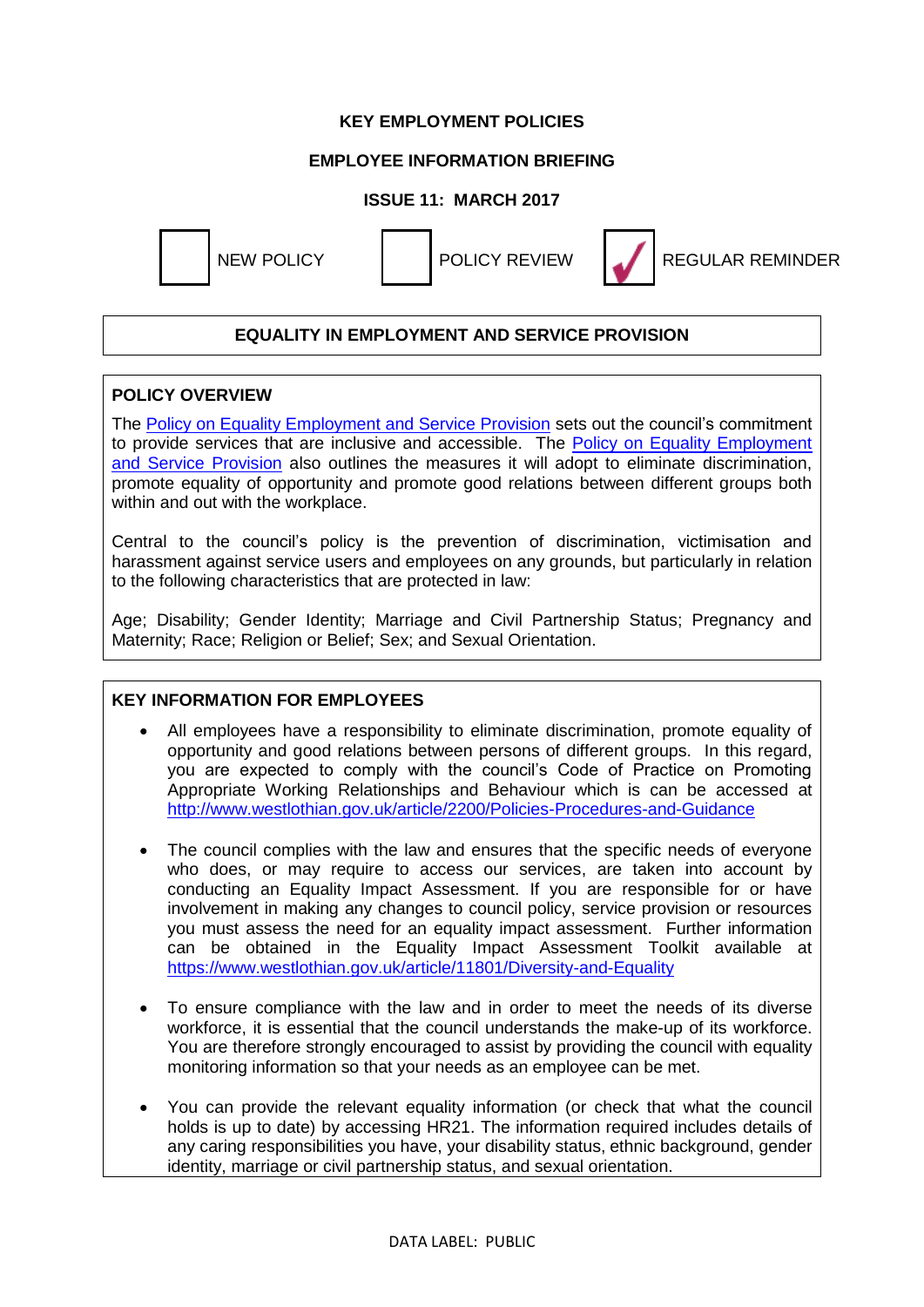**KEY EMPLOYMENT POLICIES**

**EMPLOYEE INFORMATION BRIEFING**

**ISSUE 11: MARCH 2017**

☐ NEW POLICY ☐ POLICY REVIEW ☑ REGULAR REMINDER

## EQUALITY IN EMPLOYMENT AND SERVICE PROVISION

### POLICY OVERVIEW

The Policy on Equality Employment and Service Provision sets out the council's commitment to provide services that are inclusive and accessible. The Policy on Equality Employment and Service Provision also outlines the measures it will adopt to eliminate discrimination, promote equality of opportunity and promote good relations between different groups both within and out with the workplace.

Central to the council's policy is the prevention of discrimination, victimisation and harassment against service users and employees on any grounds, but particularly in relation to the following characteristics that are protected in law:

Age; Disability; Gender Identity; Marriage and Civil Partnership Status; Pregnancy and Maternity; Race; Religion or Belief; Sex; and Sexual Orientation.

### KEY INFORMATION FOR EMPLOYEES

- All employees have a responsibility to eliminate discrimination, promote equality of opportunity and good relations between persons of different groups. In this regard, you are expected to comply with the council's Code of Practice on Promoting Appropriate Working Relationships and Behaviour which is can be accessed at http://www.westlothian.gov.uk/article/2200/Policies-Procedures-and-Guidance

- The council complies with the law and ensures that the specific needs of everyone who does, or may require to access our services, are taken into account by conducting an Equality Impact Assessment. If you are responsible for or have involvement in making any changes to council policy, service provision or resources you must assess the need for an equality impact assessment. Further information can be obtained in the Equality Impact Assessment Toolkit available at https://www.westlothian.gov.uk/article/11801/Diversity-and-Equality

- To ensure compliance with the law and in order to meet the needs of its diverse workforce, it is essential that the council understands the make-up of its workforce. You are therefore strongly encouraged to assist by providing the council with equality monitoring information so that your needs as an employee can be met.

- You can provide the relevant equality information (or check that what the council holds is up to date) by accessing HR21. The information required includes details of any caring responsibilities you have, your disability status, ethnic background, gender identity, marriage or civil partnership status, and sexual orientation.

DATA LABEL: PUBLIC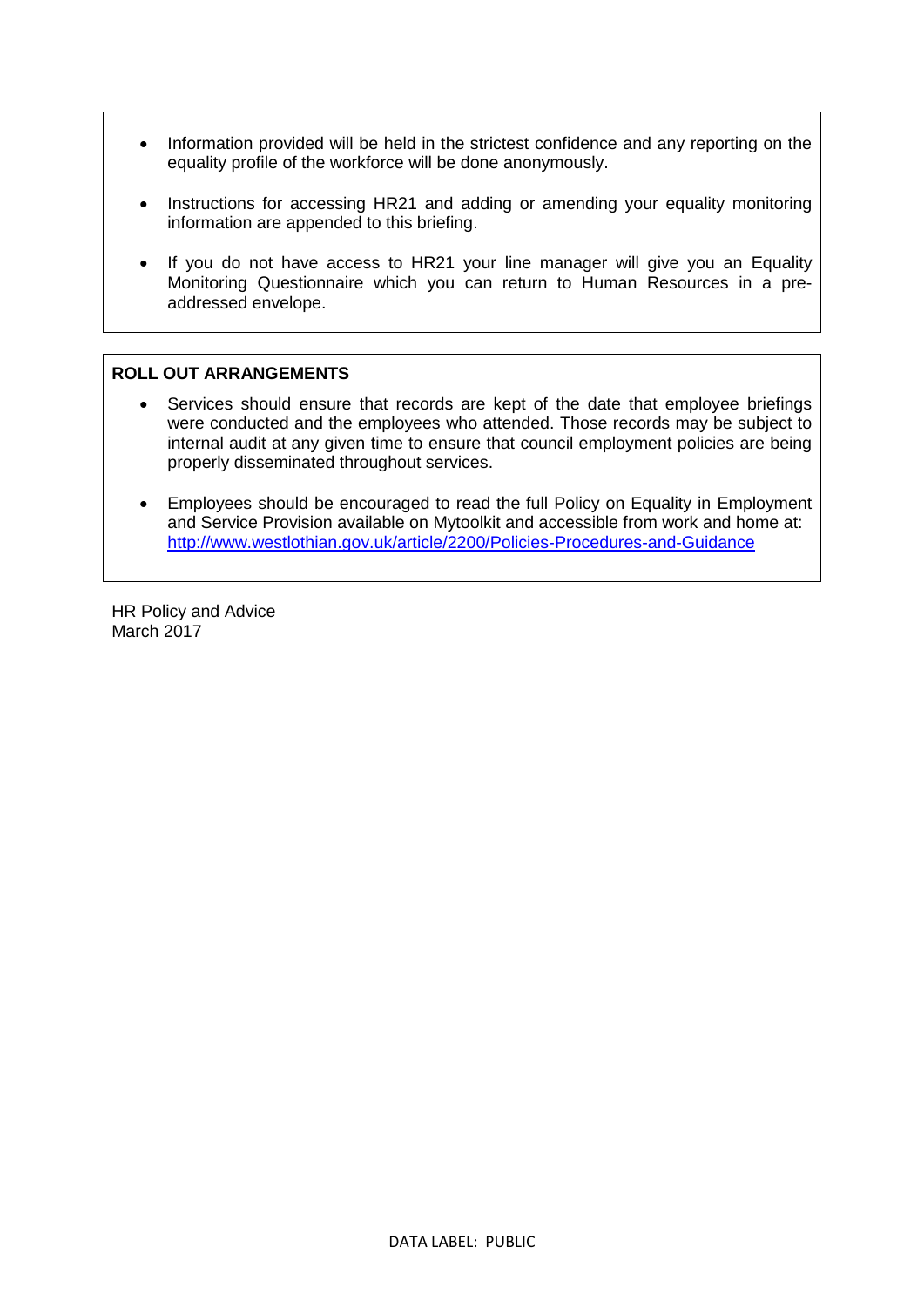- Information provided will be held in the strictest confidence and any reporting on the equality profile of the workforce will be done anonymously.

- Instructions for accessing HR21 and adding or amending your equality monitoring information are appended to this briefing.

- If you do not have access to HR21 your line manager will give you an Equality Monitoring Questionnaire which you can return to Human Resources in a pre-addressed envelope.

**ROLL OUT ARRANGEMENTS**

- Services should ensure that records are kept of the date that employee briefings were conducted and the employees who attended. Those records may be subject to internal audit at any given time to ensure that council employment policies are being properly disseminated throughout services.

- Employees should be encouraged to read the full Policy on Equality in Employment and Service Provision available on Mytoolkit and accessible from work and home at: [http://www.westlothian.gov.uk/article/2200/Policies-Procedures-and-Guidance](http://www.westlothian.gov.uk/article/2200/Policies-Procedures-and-Guidance)

HR Policy and Advice
March 2017

DATA LABEL: PUBLIC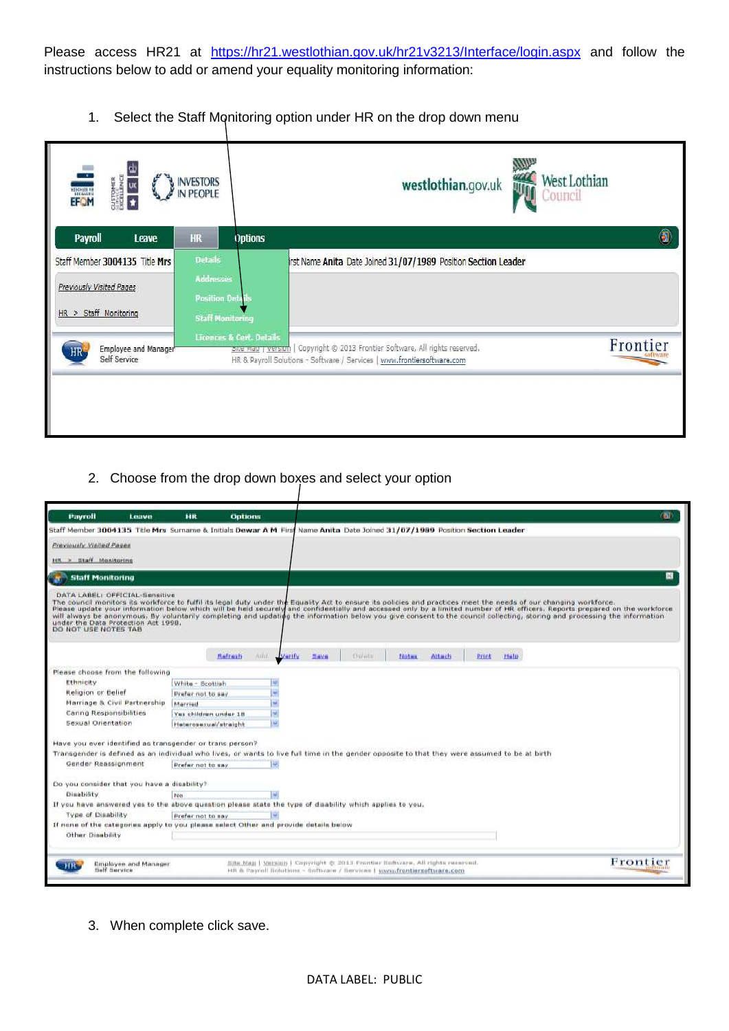Please access HR21 at https://hr21.westlothian.gov.uk/hr21v3213/Interface/login.aspx and follow the instructions below to add or amend your equality monitoring information:

1. Select the Staff Monitoring option under HR on the drop down menu

2. Choose from the drop down boxes and select your option

3. When complete click save.

DATA LABEL: PUBLIC